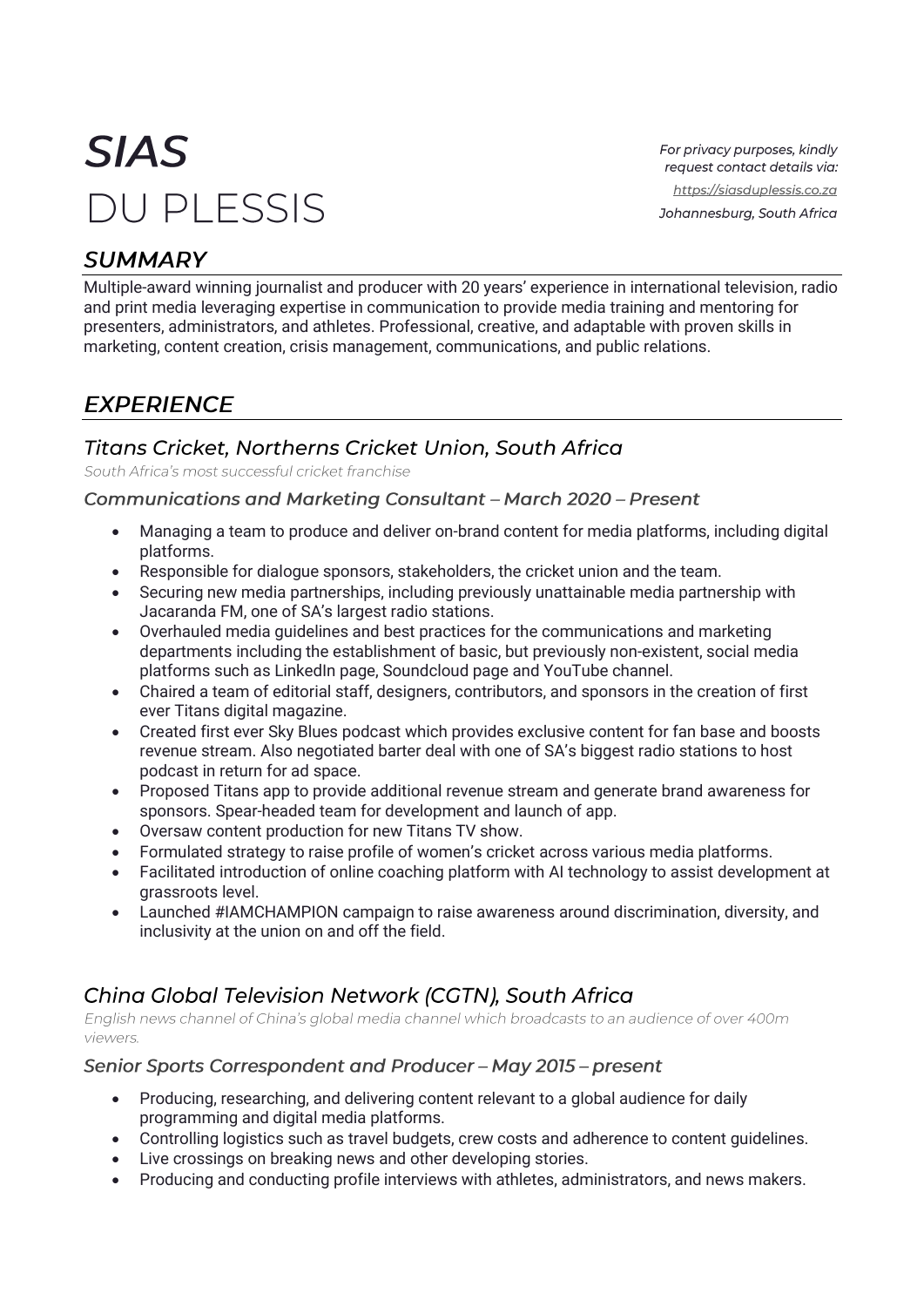# *SIAS* DU PLESSIS

*For privacy purposes, kindly request contact details via:*
*https://siasduplessis.co.za*
*Johannesburg, South Africa*

## *SUMMARY*

Multiple-award winning journalist and producer with 20 years' experience in international television, radio and print media leveraging expertise in communication to provide media training and mentoring for presenters, administrators, and athletes. Professional, creative, and adaptable with proven skills in marketing, content creation, crisis management, communications, and public relations.

## *EXPERIENCE*

### *Titans Cricket, Northerns Cricket Union, South Africa*

*South Africa's most successful cricket franchise*

#### *Communications and Marketing Consultant – March 2020 – Present*

- Managing a team to produce and deliver on-brand content for media platforms, including digital platforms.
- Responsible for dialogue sponsors, stakeholders, the cricket union and the team.
- Securing new media partnerships, including previously unattainable media partnership with Jacaranda FM, one of SA's largest radio stations.
- Overhauled media guidelines and best practices for the communications and marketing departments including the establishment of basic, but previously non-existent, social media platforms such as LinkedIn page, Soundcloud page and YouTube channel.
- Chaired a team of editorial staff, designers, contributors, and sponsors in the creation of first ever Titans digital magazine.
- Created first ever Sky Blues podcast which provides exclusive content for fan base and boosts revenue stream. Also negotiated barter deal with one of SA's biggest radio stations to host podcast in return for ad space.
- Proposed Titans app to provide additional revenue stream and generate brand awareness for sponsors. Spear-headed team for development and launch of app.
- Oversaw content production for new Titans TV show.
- Formulated strategy to raise profile of women's cricket across various media platforms.
- Facilitated introduction of online coaching platform with AI technology to assist development at grassroots level.
- Launched #IAMCHAMPION campaign to raise awareness around discrimination, diversity, and inclusivity at the union on and off the field.

### *China Global Television Network (CGTN), South Africa*

*English news channel of China's global media channel which broadcasts to an audience of over 400m viewers.*

#### *Senior Sports Correspondent and Producer – May 2015 – present*

- Producing, researching, and delivering content relevant to a global audience for daily programming and digital media platforms.
- Controlling logistics such as travel budgets, crew costs and adherence to content guidelines.
- Live crossings on breaking news and other developing stories.
- Producing and conducting profile interviews with athletes, administrators, and news makers.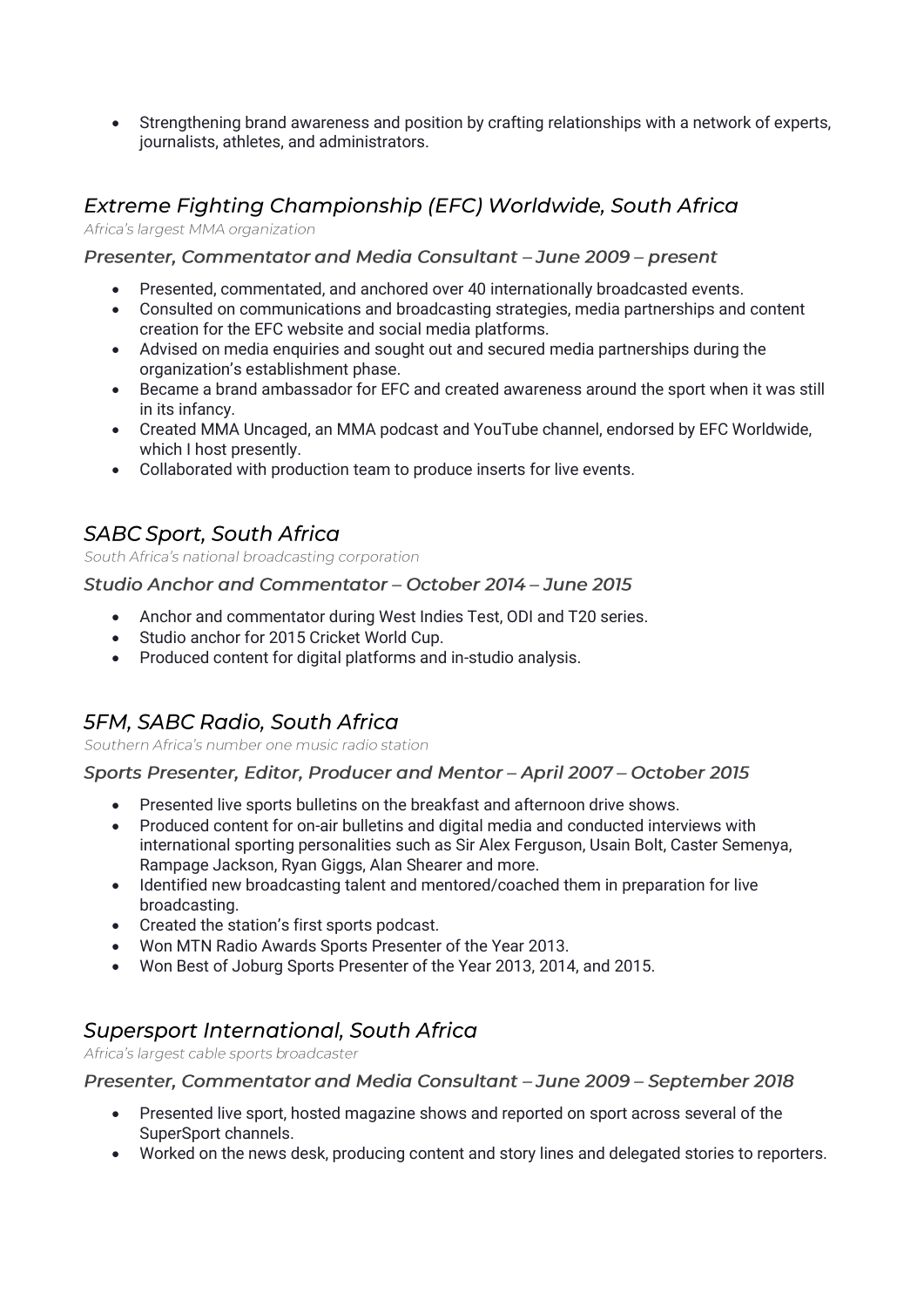- Strengthening brand awareness and position by crafting relationships with a network of experts, journalists, athletes, and administrators.

## *Extreme Fighting Championship (EFC) Worldwide, South Africa*

*Africa's largest MMA organization*

### *Presenter, Commentator and Media Consultant – June 2009 – present*

- Presented, commentated, and anchored over 40 internationally broadcasted events.
- Consulted on communications and broadcasting strategies, media partnerships and content creation for the EFC website and social media platforms.
- Advised on media enquiries and sought out and secured media partnerships during the organization's establishment phase.
- Became a brand ambassador for EFC and created awareness around the sport when it was still in its infancy.
- Created MMA Uncaged, an MMA podcast and YouTube channel, endorsed by EFC Worldwide, which I host presently.
- Collaborated with production team to produce inserts for live events.

## *SABC Sport, South Africa*

*South Africa's national broadcasting corporation*

### *Studio Anchor and Commentator – October 2014 – June 2015*

- Anchor and commentator during West Indies Test, ODI and T20 series.
- Studio anchor for 2015 Cricket World Cup.
- Produced content for digital platforms and in-studio analysis.

## *5FM, SABC Radio, South Africa*

*Southern Africa's number one music radio station*

### *Sports Presenter, Editor, Producer and Mentor – April 2007 – October 2015*

- Presented live sports bulletins on the breakfast and afternoon drive shows.
- Produced content for on-air bulletins and digital media and conducted interviews with international sporting personalities such as Sir Alex Ferguson, Usain Bolt, Caster Semenya, Rampage Jackson, Ryan Giggs, Alan Shearer and more.
- Identified new broadcasting talent and mentored/coached them in preparation for live broadcasting.
- Created the station's first sports podcast.
- Won MTN Radio Awards Sports Presenter of the Year 2013.
- Won Best of Joburg Sports Presenter of the Year 2013, 2014, and 2015.

## *Supersport International, South Africa*

*Africa's largest cable sports broadcaster*

### *Presenter, Commentator and Media Consultant – June 2009 – September 2018*

- Presented live sport, hosted magazine shows and reported on sport across several of the SuperSport channels.
- Worked on the news desk, producing content and story lines and delegated stories to reporters.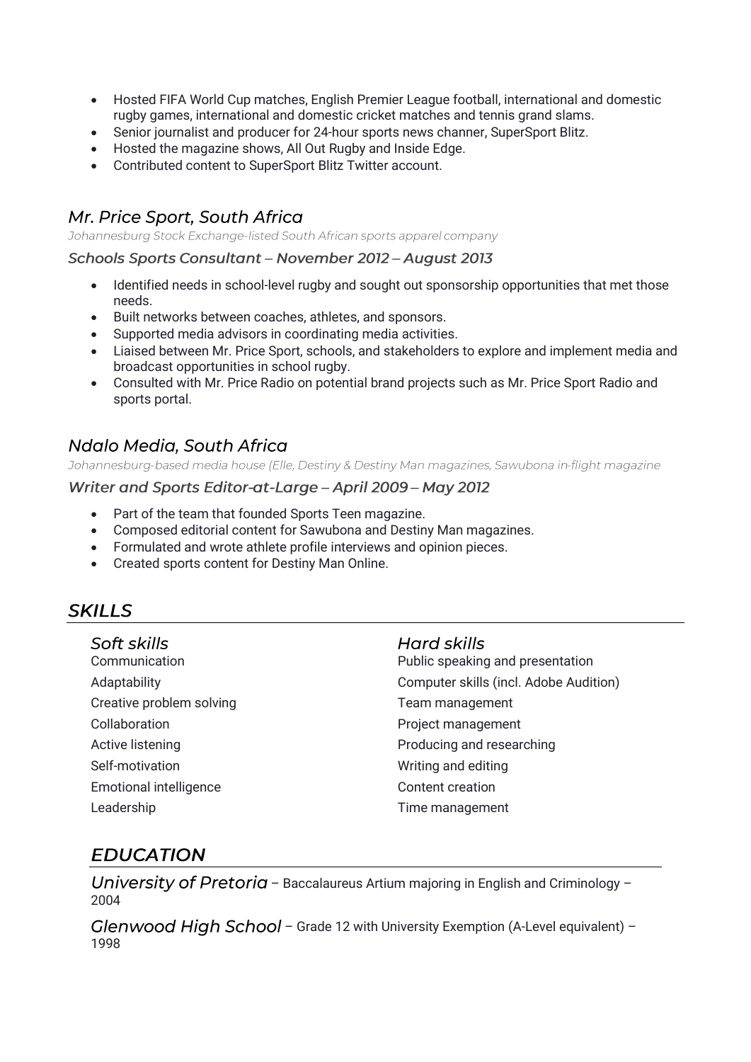- Hosted FIFA World Cup matches, English Premier League football, international and domestic rugby games, international and domestic cricket matches and tennis grand slams.
- Senior journalist and producer for 24-hour sports news channer, SuperSport Blitz.
- Hosted the magazine shows, All Out Rugby and Inside Edge.
- Contributed content to SuperSport Blitz Twitter account.

### *Mr. Price Sport, South Africa*

*Johannesburg Stock Exchange-listed South African sports apparel company*

***Schools Sports Consultant – November 2012 – August 2013***

- Identified needs in school-level rugby and sought out sponsorship opportunities that met those needs.
- Built networks between coaches, athletes, and sponsors.
- Supported media advisors in coordinating media activities.
- Liaised between Mr. Price Sport, schools, and stakeholders to explore and implement media and broadcast opportunities in school rugby.
- Consulted with Mr. Price Radio on potential brand projects such as Mr. Price Sport Radio and sports portal.

### *Ndalo Media, South Africa*

*Johannesburg-based media house (Elle, Destiny & Destiny Man magazines, Sawubona in-flight magazine*

***Writer and Sports Editor-at-Large – April 2009 – May 2012***

- Part of the team that founded Sports Teen magazine.
- Composed editorial content for Sawubona and Destiny Man magazines.
- Formulated and wrote athlete profile interviews and opinion pieces.
- Created sports content for Destiny Man Online.

## *SKILLS*

### *Soft skills*

Communication
Adaptability
Creative problem solving
Collaboration
Active listening
Self-motivation
Emotional intelligence
Leadership

### *Hard skills*

Public speaking and presentation
Computer skills (incl. Adobe Audition)
Team management
Project management
Producing and researching
Writing and editing
Content creation
Time management

## *EDUCATION*

*University of Pretoria* – Baccalaureus Artium majoring in English and Criminology – 2004

*Glenwood High School* – Grade 12 with University Exemption (A-Level equivalent) – 1998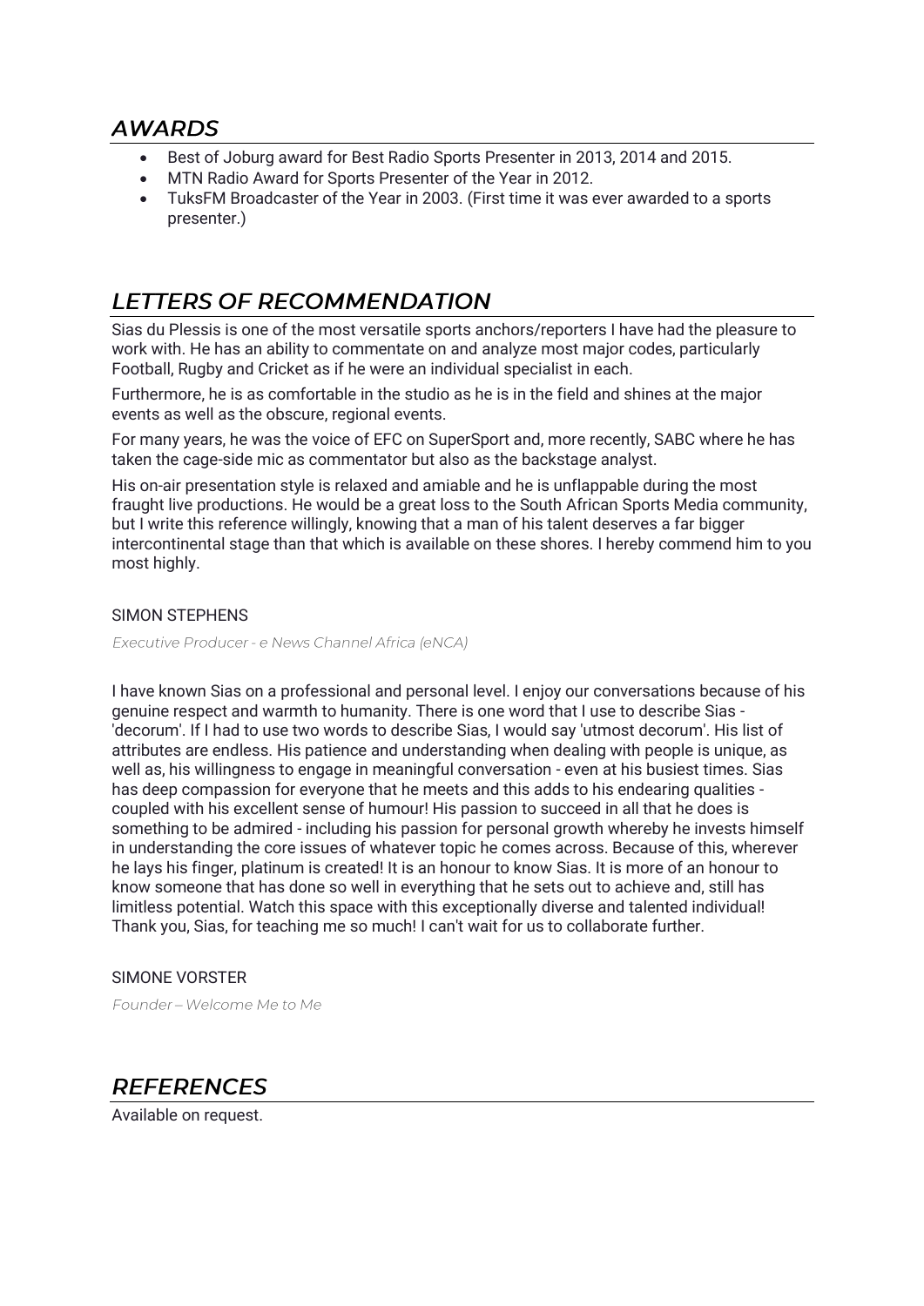## *AWARDS*

- Best of Joburg award for Best Radio Sports Presenter in 2013, 2014 and 2015.
- MTN Radio Award for Sports Presenter of the Year in 2012.
- TuksFM Broadcaster of the Year in 2003. (First time it was ever awarded to a sports presenter.)

## *LETTERS OF RECOMMENDATION*

Sias du Plessis is one of the most versatile sports anchors/reporters I have had the pleasure to work with. He has an ability to commentate on and analyze most major codes, particularly Football, Rugby and Cricket as if he were an individual specialist in each.

Furthermore, he is as comfortable in the studio as he is in the field and shines at the major events as well as the obscure, regional events.

For many years, he was the voice of EFC on SuperSport and, more recently, SABC where he has taken the cage-side mic as commentator but also as the backstage analyst.

His on-air presentation style is relaxed and amiable and he is unflappable during the most fraught live productions. He would be a great loss to the South African Sports Media community, but I write this reference willingly, knowing that a man of his talent deserves a far bigger intercontinental stage than that which is available on these shores. I hereby commend him to you most highly.

SIMON STEPHENS

*Executive Producer - e News Channel Africa (eNCA)*

I have known Sias on a professional and personal level. I enjoy our conversations because of his genuine respect and warmth to humanity. There is one word that I use to describe Sias - 'decorum'. If I had to use two words to describe Sias, I would say 'utmost decorum'. His list of attributes are endless. His patience and understanding when dealing with people is unique, as well as, his willingness to engage in meaningful conversation - even at his busiest times. Sias has deep compassion for everyone that he meets and this adds to his endearing qualities - coupled with his excellent sense of humour! His passion to succeed in all that he does is something to be admired - including his passion for personal growth whereby he invests himself in understanding the core issues of whatever topic he comes across. Because of this, wherever he lays his finger, platinum is created! It is an honour to know Sias. It is more of an honour to know someone that has done so well in everything that he sets out to achieve and, still has limitless potential. Watch this space with this exceptionally diverse and talented individual! Thank you, Sias, for teaching me so much! I can't wait for us to collaborate further.

SIMONE VORSTER

*Founder – Welcome Me to Me*

## *REFERENCES*

Available on request.